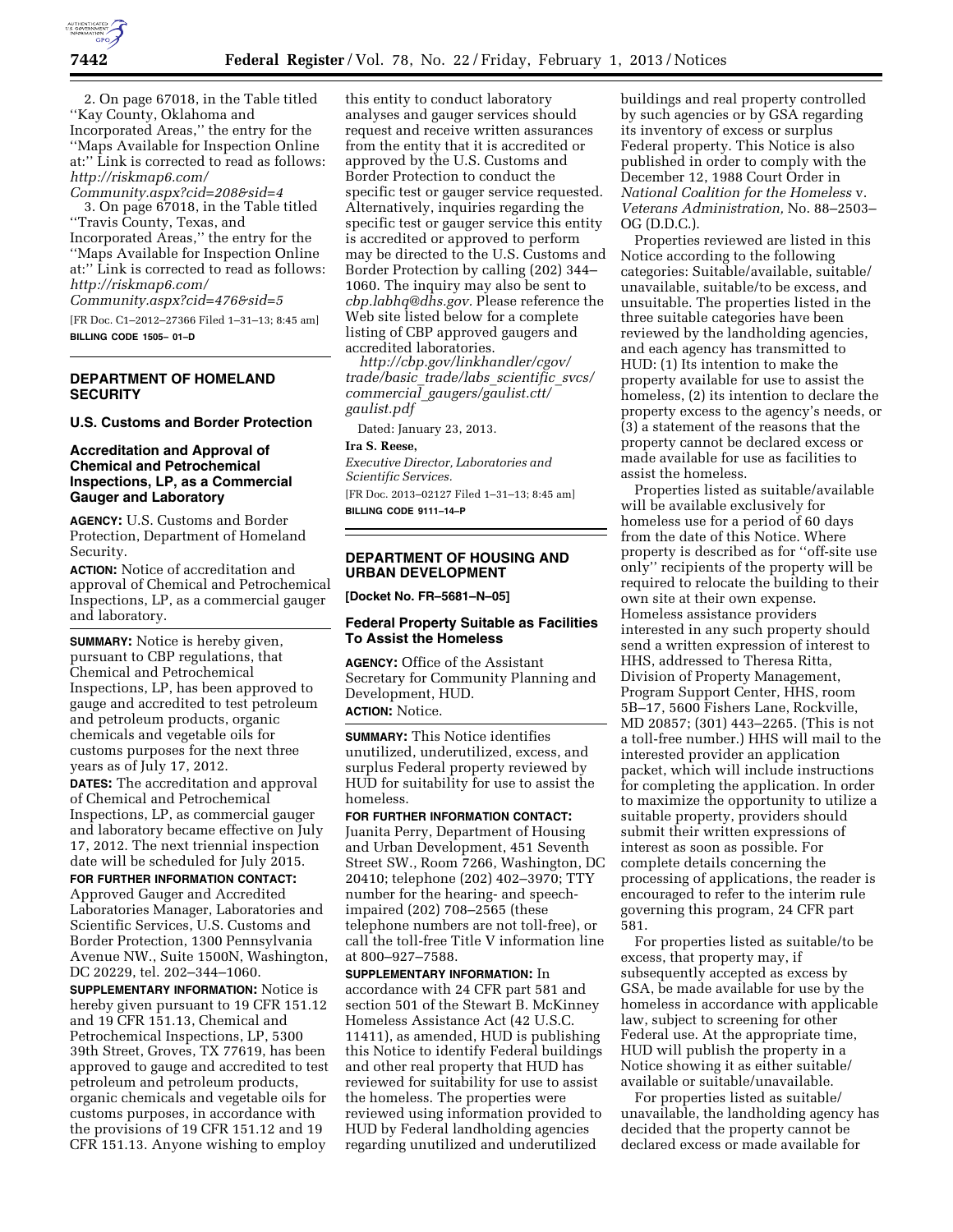2. On page 67018, in the Table titled ''Kay County, Oklahoma and Incorporated Areas,'' the entry for the ''Maps Available for Inspection Online at:'' Link is corrected to read as follows: *http://riskmap6.com/Community.aspx?cid=208&sid=4*

3. On page 67018, in the Table titled ''Travis County, Texas, and Incorporated Areas,'' the entry for the ''Maps Available for Inspection Online at:'' Link is corrected to read as follows: *http://riskmap6.com/Community.aspx?cid=476&sid=5*

[FR Doc. C1–2012–27366 Filed 1–31–13; 8:45 am]

**BILLING CODE 1505– 01–D**

## DEPARTMENT OF HOMELAND SECURITY

### U.S. Customs and Border Protection

### Accreditation and Approval of Chemical and Petrochemical Inspections, LP, as a Commercial Gauger and Laboratory

**AGENCY:** U.S. Customs and Border Protection, Department of Homeland Security.

**ACTION:** Notice of accreditation and approval of Chemical and Petrochemical Inspections, LP, as a commercial gauger and laboratory.

**SUMMARY:** Notice is hereby given, pursuant to CBP regulations, that Chemical and Petrochemical Inspections, LP, has been approved to gauge and accredited to test petroleum and petroleum products, organic chemicals and vegetable oils for customs purposes for the next three years as of July 17, 2012.

**DATES:** The accreditation and approval of Chemical and Petrochemical Inspections, LP, as commercial gauger and laboratory became effective on July 17, 2012. The next triennial inspection date will be scheduled for July 2015.

**FOR FURTHER INFORMATION CONTACT:** Approved Gauger and Accredited Laboratories Manager, Laboratories and Scientific Services, U.S. Customs and Border Protection, 1300 Pennsylvania Avenue NW., Suite 1500N, Washington, DC 20229, tel. 202–344–1060.

**SUPPLEMENTARY INFORMATION:** Notice is hereby given pursuant to 19 CFR 151.12 and 19 CFR 151.13, Chemical and Petrochemical Inspections, LP, 5300 39th Street, Groves, TX 77619, has been approved to gauge and accredited to test petroleum and petroleum products, organic chemicals and vegetable oils for customs purposes, in accordance with the provisions of 19 CFR 151.12 and 19 CFR 151.13. Anyone wishing to employ this entity to conduct laboratory analyses and gauger services should request and receive written assurances from the entity that it is accredited or approved by the U.S. Customs and Border Protection to conduct the specific test or gauger service requested. Alternatively, inquiries regarding the specific test or gauger service this entity is accredited or approved to perform may be directed to the U.S. Customs and Border Protection by calling (202) 344–1060. The inquiry may also be sent to *cbp.labhq@dhs.gov.* Please reference the Web site listed below for a complete listing of CBP approved gaugers and accredited laboratories.

*http://cbp.gov/linkhandler/cgov/trade/basic_trade/labs_scientific_svcs/commercial_gaugers/gaulist.ctt/gaulist.pdf*

Dated: January 23, 2013.

**Ira S. Reese,**

*Executive Director, Laboratories and Scientific Services.*

[FR Doc. 2013–02127 Filed 1–31–13; 8:45 am]

**BILLING CODE 9111–14–P**

## DEPARTMENT OF HOUSING AND URBAN DEVELOPMENT

**[Docket No. FR–5681–N–05]**

### Federal Property Suitable as Facilities To Assist the Homeless

**AGENCY:** Office of the Assistant Secretary for Community Planning and Development, HUD.

**ACTION:** Notice.

**SUMMARY:** This Notice identifies unutilized, underutilized, excess, and surplus Federal property reviewed by HUD for suitability for use to assist the homeless.

**FOR FURTHER INFORMATION CONTACT:** Juanita Perry, Department of Housing and Urban Development, 451 Seventh Street SW., Room 7266, Washington, DC 20410; telephone (202) 402–3970; TTY number for the hearing- and speech-impaired (202) 708–2565 (these telephone numbers are not toll-free), or call the toll-free Title V information line at 800–927–7588.

**SUPPLEMENTARY INFORMATION:** In accordance with 24 CFR part 581 and section 501 of the Stewart B. McKinney Homeless Assistance Act (42 U.S.C. 11411), as amended, HUD is publishing this Notice to identify Federal buildings and other real property that HUD has reviewed for suitability for use to assist the homeless. The properties were reviewed using information provided to HUD by Federal landholding agencies regarding unutilized and underutilized buildings and real property controlled by such agencies or by GSA regarding its inventory of excess or surplus Federal property. This Notice is also published in order to comply with the December 12, 1988 Court Order in *National Coalition for the Homeless* v. *Veterans Administration,* No. 88–2503–OG (D.D.C.).

Properties reviewed are listed in this Notice according to the following categories: Suitable/available, suitable/unavailable, suitable/to be excess, and unsuitable. The properties listed in the three suitable categories have been reviewed by the landholding agencies, and each agency has transmitted to HUD: (1) Its intention to make the property available for use to assist the homeless, (2) its intention to declare the property excess to the agency's needs, or (3) a statement of the reasons that the property cannot be declared excess or made available for use as facilities to assist the homeless.

Properties listed as suitable/available will be available exclusively for homeless use for a period of 60 days from the date of this Notice. Where property is described as for ''off-site use only'' recipients of the property will be required to relocate the building to their own site at their own expense. Homeless assistance providers interested in any such property should send a written expression of interest to HHS, addressed to Theresa Ritta, Division of Property Management, Program Support Center, HHS, room 5B–17, 5600 Fishers Lane, Rockville, MD 20857; (301) 443–2265. (This is not a toll-free number.) HHS will mail to the interested provider an application packet, which will include instructions for completing the application. In order to maximize the opportunity to utilize a suitable property, providers should submit their written expressions of interest as soon as possible. For complete details concerning the processing of applications, the reader is encouraged to refer to the interim rule governing this program, 24 CFR part 581.

For properties listed as suitable/to be excess, that property may, if subsequently accepted as excess by GSA, be made available for use by the homeless in accordance with applicable law, subject to screening for other Federal use. At the appropriate time, HUD will publish the property in a Notice showing it as either suitable/available or suitable/unavailable.

For properties listed as suitable/unavailable, the landholding agency has decided that the property cannot be declared excess or made available for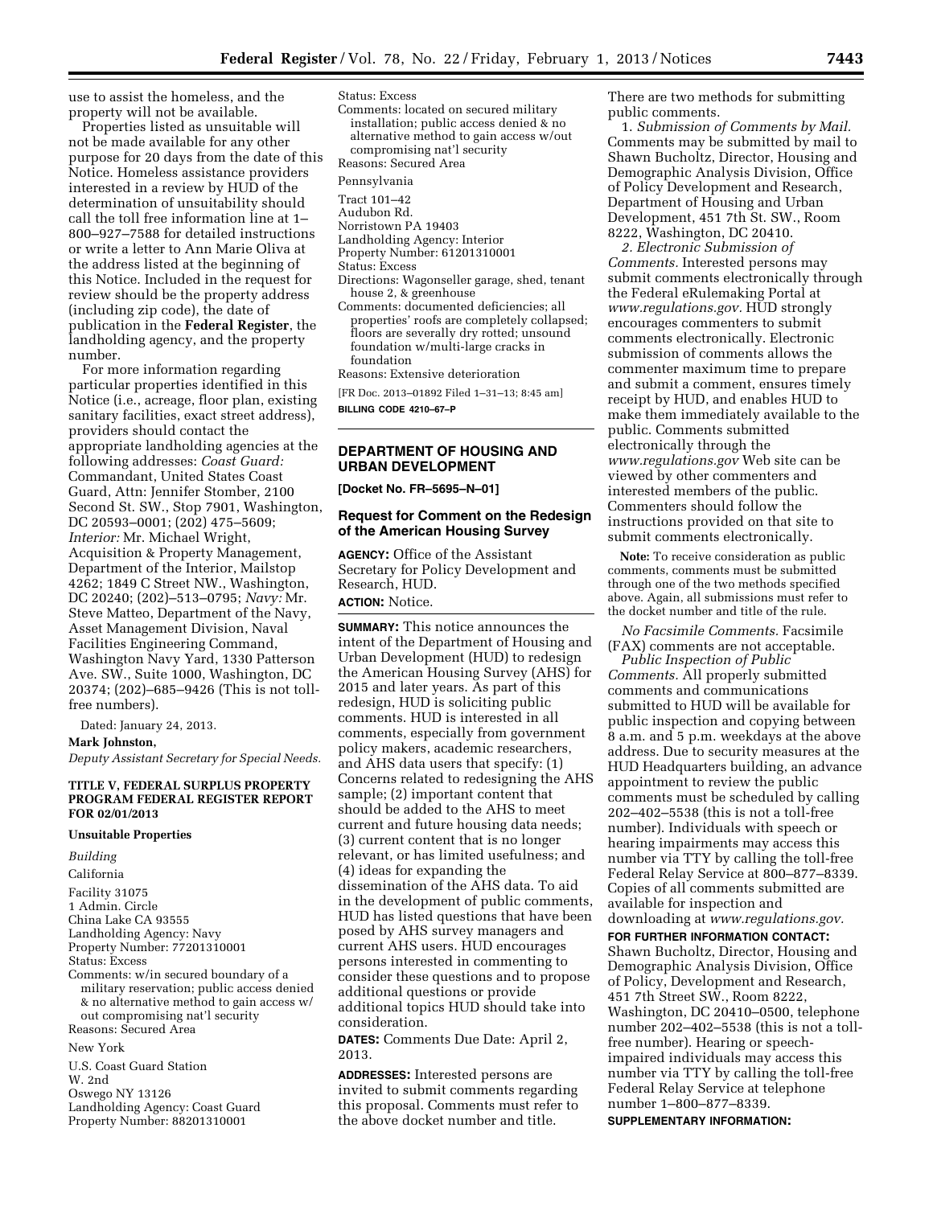use to assist the homeless, and the property will not be available.

Properties listed as unsuitable will not be made available for any other purpose for 20 days from the date of this Notice. Homeless assistance providers interested in a review by HUD of the determination of unsuitability should call the toll free information line at 1–800–927–7588 for detailed instructions or write a letter to Ann Marie Oliva at the address listed at the beginning of this Notice. Included in the request for review should be the property address (including zip code), the date of publication in the **Federal Register**, the landholding agency, and the property number.

For more information regarding particular properties identified in this Notice (i.e., acreage, floor plan, existing sanitary facilities, exact street address), providers should contact the appropriate landholding agencies at the following addresses: *Coast Guard:* Commandant, United States Coast Guard, Attn: Jennifer Stomber, 2100 Second St. SW., Stop 7901, Washington, DC 20593–0001; (202) 475–5609; *Interior:* Mr. Michael Wright, Acquisition & Property Management, Department of the Interior, Mailstop 4262; 1849 C Street NW., Washington, DC 20240; (202)–513–0795; *Navy:* Mr. Steve Matteo, Department of the Navy, Asset Management Division, Naval Facilities Engineering Command, Washington Navy Yard, 1330 Patterson Ave. SW., Suite 1000, Washington, DC 20374; (202)–685–9426 (This is not toll-free numbers).

Dated: January 24, 2013.

**Mark Johnston,**

*Deputy Assistant Secretary for Special Needs.*

**TITLE V, FEDERAL SURPLUS PROPERTY PROGRAM FEDERAL REGISTER REPORT FOR 02/01/2013**

**Unsuitable Properties**

*Building*

California

Facility 31075
1 Admin. Circle
China Lake CA 93555
Landholding Agency: Navy
Property Number: 77201310001
Status: Excess
Comments: w/in secured boundary of a military reservation; public access denied & no alternative method to gain access w/out compromising nat'l security
Reasons: Secured Area

New York

U.S. Coast Guard Station
W. 2nd
Oswego NY 13126
Landholding Agency: Coast Guard
Property Number: 88201310001
Status: Excess
Comments: located on secured military installation; public access denied & no alternative method to gain access w/out compromising nat'l security
Reasons: Secured Area

Pennsylvania

Tract 101–42
Audubon Rd.
Norristown PA 19403
Landholding Agency: Interior
Property Number: 61201310001
Status: Excess
Directions: Wagonseller garage, shed, tenant house 2, & greenhouse
Comments: documented deficiencies; all properties' roofs are completely collapsed; floors are severally dry rotted; unsound foundation w/multi-large cracks in foundation
Reasons: Extensive deterioration

[FR Doc. 2013–01892 Filed 1–31–13; 8:45 am]

**BILLING CODE 4210–67–P**

## DEPARTMENT OF HOUSING AND URBAN DEVELOPMENT

**[Docket No. FR–5695–N–01]**

### Request for Comment on the Redesign of the American Housing Survey

**AGENCY:** Office of the Assistant Secretary for Policy Development and Research, HUD.

**ACTION:** Notice.

**SUMMARY:** This notice announces the intent of the Department of Housing and Urban Development (HUD) to redesign the American Housing Survey (AHS) for 2015 and later years. As part of this redesign, HUD is soliciting public comments. HUD is interested in all comments, especially from government policy makers, academic researchers, and AHS data users that specify: (1) Concerns related to redesigning the AHS sample; (2) important content that should be added to the AHS to meet current and future housing data needs; (3) current content that is no longer relevant, or has limited usefulness; and (4) ideas for expanding the dissemination of the AHS data. To aid in the development of public comments, HUD has listed questions that have been posed by AHS survey managers and current AHS users. HUD encourages persons interested in commenting to consider these questions and to propose additional questions or provide additional topics HUD should take into consideration.

**DATES:** Comments Due Date: April 2, 2013.

**ADDRESSES:** Interested persons are invited to submit comments regarding this proposal. Comments must refer to the above docket number and title. There are two methods for submitting public comments.

1. *Submission of Comments by Mail.* Comments may be submitted by mail to Shawn Bucholtz, Director, Housing and Demographic Analysis Division, Office of Policy Development and Research, Department of Housing and Urban Development, 451 7th St. SW., Room 8222, Washington, DC 20410.

2. *Electronic Submission of Comments.* Interested persons may submit comments electronically through the Federal eRulemaking Portal at *www.regulations.gov.* HUD strongly encourages commenters to submit comments electronically. Electronic submission of comments allows the commenter maximum time to prepare and submit a comment, ensures timely receipt by HUD, and enables HUD to make them immediately available to the public. Comments submitted electronically through the *www.regulations.gov* Web site can be viewed by other commenters and interested members of the public. Commenters should follow the instructions provided on that site to submit comments electronically.

**Note:** To receive consideration as public comments, comments must be submitted through one of the two methods specified above. Again, all submissions must refer to the docket number and title of the rule.

*No Facsimile Comments.* Facsimile (FAX) comments are not acceptable.

*Public Inspection of Public Comments.* All properly submitted comments and communications submitted to HUD will be available for public inspection and copying between 8 a.m. and 5 p.m. weekdays at the above address. Due to security measures at the HUD Headquarters building, an advance appointment to review the public comments must be scheduled by calling 202–402–5538 (this is not a toll-free number). Individuals with speech or hearing impairments may access this number via TTY by calling the toll-free Federal Relay Service at 800–877–8339. Copies of all comments submitted are available for inspection and downloading at *www.regulations.gov.*

**FOR FURTHER INFORMATION CONTACT:** Shawn Bucholtz, Director, Housing and Demographic Analysis Division, Office of Policy, Development and Research, 451 7th Street SW., Room 8222, Washington, DC 20410–0500, telephone number 202–402–5538 (this is not a toll-free number). Hearing or speech-impaired individuals may access this number via TTY by calling the toll-free Federal Relay Service at telephone number 1–800–877–8339.

**SUPPLEMENTARY INFORMATION:**